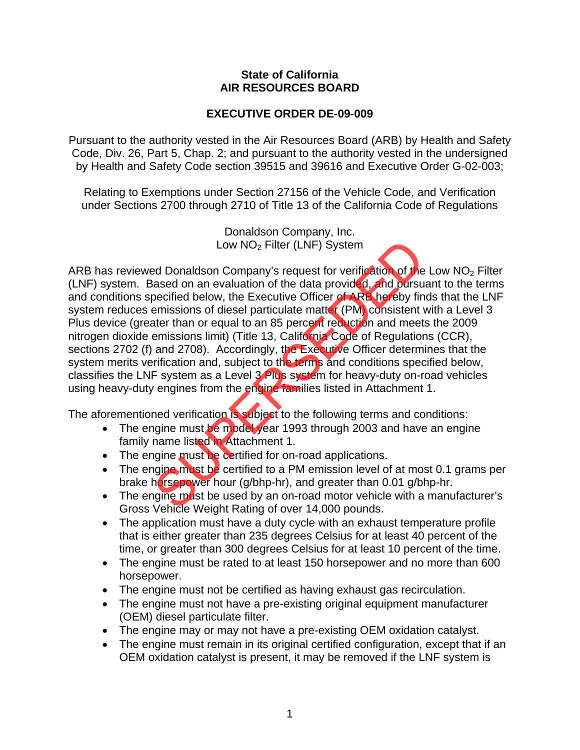**State of California**
**AIR RESOURCES BOARD**

**EXECUTIVE ORDER DE-09-009**

Pursuant to the authority vested in the Air Resources Board (ARB) by Health and Safety Code, Div. 26, Part 5, Chap. 2; and pursuant to the authority vested in the undersigned by Health and Safety Code section 39515 and 39616 and Executive Order G-02-003;

Relating to Exemptions under Section 27156 of the Vehicle Code, and Verification under Sections 2700 through 2710 of Title 13 of the California Code of Regulations

Donaldson Company, Inc.
Low $NO_2$ Filter (LNF) System

ARB has reviewed Donaldson Company's request for verification of the Low $NO_2$ Filter (LNF) system. Based on an evaluation of the data provided, and pursuant to the terms and conditions specified below, the Executive Officer of ARB hereby finds that the LNF system reduces emissions of diesel particulate matter (PM) consistent with a Level 3 Plus device (greater than or equal to an 85 percent reduction and meets the 2009 nitrogen dioxide emissions limit) (Title 13, California Code of Regulations (CCR), sections 2702 (f) and 2708). Accordingly, the Executive Officer determines that the system merits verification and, subject to the terms and conditions specified below, classifies the LNF system as a Level 3 Plus system for heavy-duty on-road vehicles using heavy-duty engines from the engine families listed in Attachment 1.

SUPERSEDED

The aforementioned verification is subject to the following terms and conditions:

- The engine must be model year 1993 through 2003 and have an engine family name listed in Attachment 1.
- The engine must be certified for on-road applications.
- The engine must be certified to a PM emission level of at most 0.1 grams per brake horsepower hour (g/bhp-hr), and greater than 0.01 g/bhp-hr.
- The engine must be used by an on-road motor vehicle with a manufacturer's Gross Vehicle Weight Rating of over 14,000 pounds.
- The application must have a duty cycle with an exhaust temperature profile that is either greater than 235 degrees Celsius for at least 40 percent of the time, or greater than 300 degrees Celsius for at least 10 percent of the time.
- The engine must be rated to at least 150 horsepower and no more than 600 horsepower.
- The engine must not be certified as having exhaust gas recirculation.
- The engine must not have a pre-existing original equipment manufacturer (OEM) diesel particulate filter.
- The engine may or may not have a pre-existing OEM oxidation catalyst.
- The engine must remain in its original certified configuration, except that if an OEM oxidation catalyst is present, it may be removed if the LNF system is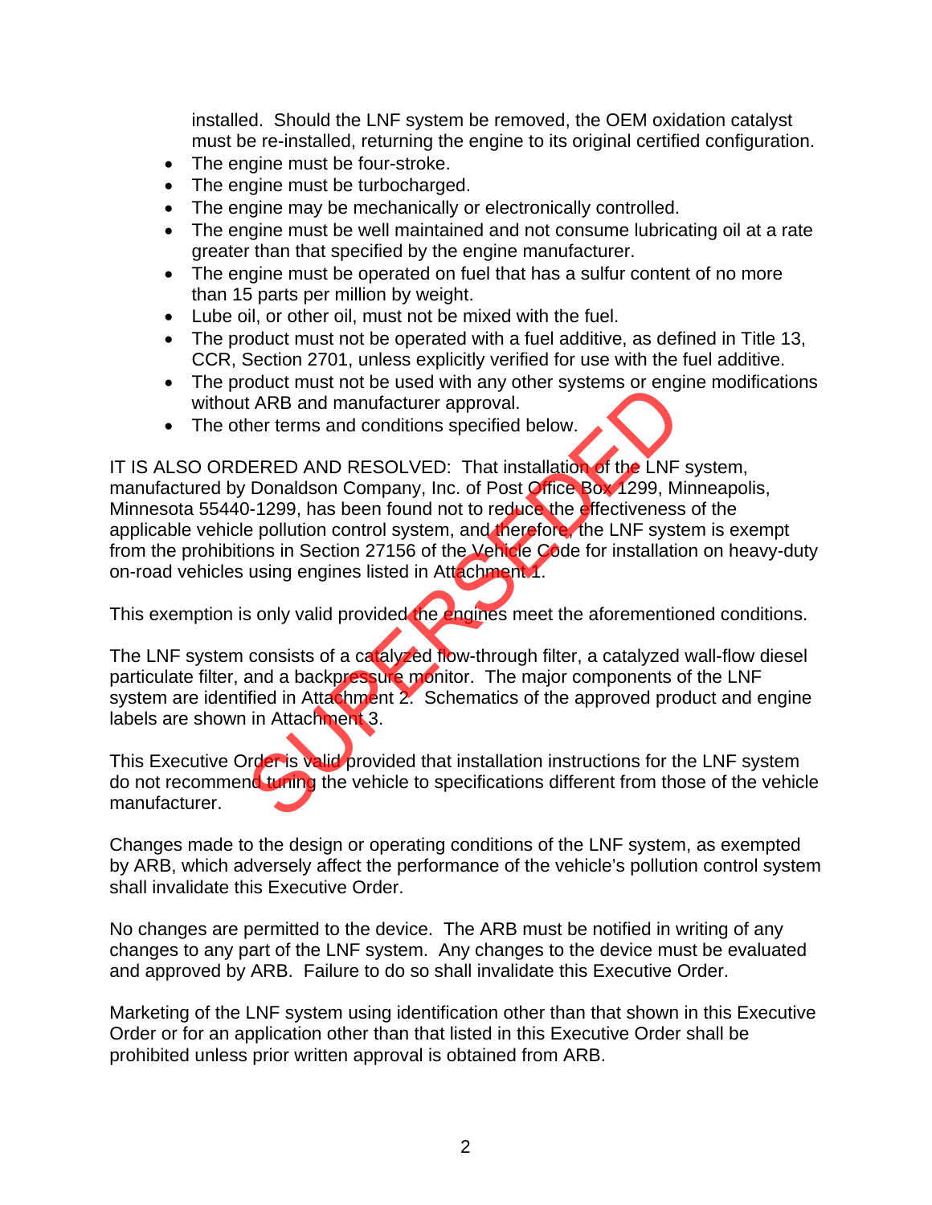installed. Should the LNF system be removed, the OEM oxidation catalyst must be re-installed, returning the engine to its original certified configuration.

- The engine must be four-stroke.
- The engine must be turbocharged.
- The engine may be mechanically or electronically controlled.
- The engine must be well maintained and not consume lubricating oil at a rate greater than that specified by the engine manufacturer.
- The engine must be operated on fuel that has a sulfur content of no more than 15 parts per million by weight.
- Lube oil, or other oil, must not be mixed with the fuel.
- The product must not be operated with a fuel additive, as defined in Title 13, CCR, Section 2701, unless explicitly verified for use with the fuel additive.
- The product must not be used with any other systems or engine modifications without ARB and manufacturer approval.
- The other terms and conditions specified below.

IT IS ALSO ORDERED AND RESOLVED: That installation of the LNF system, manufactured by Donaldson Company, Inc. of Post Office Box 1299, Minneapolis, Minnesota 55440-1299, has been found not to reduce the effectiveness of the applicable vehicle pollution control system, and therefore, the LNF system is exempt from the prohibitions in Section 27156 of the Vehicle Code for installation on heavy-duty on-road vehicles using engines listed in Attachment 1.

This exemption is only valid provided the engines meet the aforementioned conditions.

The LNF system consists of a catalyzed flow-through filter, a catalyzed wall-flow diesel particulate filter, and a backpressure monitor. The major components of the LNF system are identified in Attachment 2. Schematics of the approved product and engine labels are shown in Attachment 3.

This Executive Order is valid provided that installation instructions for the LNF system do not recommend tuning the vehicle to specifications different from those of the vehicle manufacturer.

Changes made to the design or operating conditions of the LNF system, as exempted by ARB, which adversely affect the performance of the vehicle's pollution control system shall invalidate this Executive Order.

No changes are permitted to the device. The ARB must be notified in writing of any changes to any part of the LNF system. Any changes to the device must be evaluated and approved by ARB. Failure to do so shall invalidate this Executive Order.

Marketing of the LNF system using identification other than that shown in this Executive Order or for an application other than that listed in this Executive Order shall be prohibited unless prior written approval is obtained from ARB.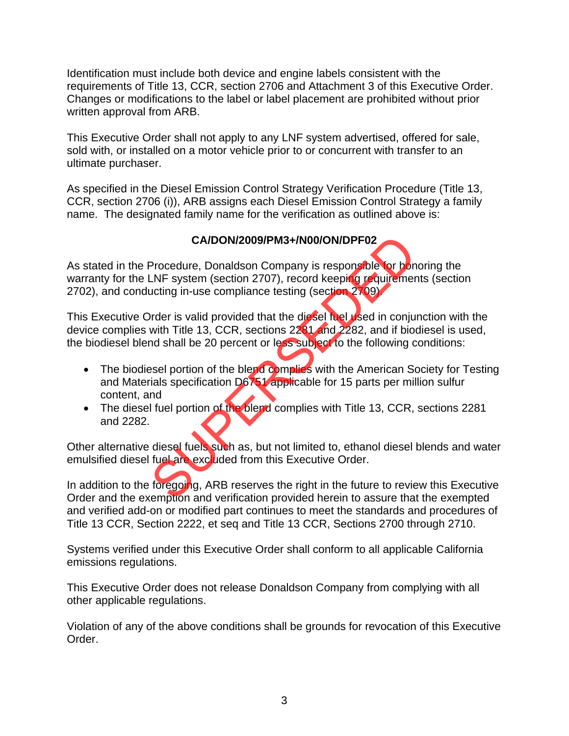Identification must include both device and engine labels consistent with the requirements of Title 13, CCR, section 2706 and Attachment 3 of this Executive Order. Changes or modifications to the label or label placement are prohibited without prior written approval from ARB.

This Executive Order shall not apply to any LNF system advertised, offered for sale, sold with, or installed on a motor vehicle prior to or concurrent with transfer to an ultimate purchaser.

As specified in the Diesel Emission Control Strategy Verification Procedure (Title 13, CCR, section 2706 (i)), ARB assigns each Diesel Emission Control Strategy a family name. The designated family name for the verification as outlined above is:

**CA/DON/2009/PM3+/N00/ON/DPF02**

As stated in the Procedure, Donaldson Company is responsible for honoring the warranty for the LNF system (section 2707), record keeping requirements (section 2702), and conducting in-use compliance testing (section 2709).

This Executive Order is valid provided that the diesel fuel used in conjunction with the device complies with Title 13, CCR, sections 2281 and 2282, and if biodiesel is used, the biodiesel blend shall be 20 percent or less subject to the following conditions:

- The biodiesel portion of the blend complies with the American Society for Testing and Materials specification D6751 applicable for 15 parts per million sulfur content, and
- The diesel fuel portion of the blend complies with Title 13, CCR, sections 2281 and 2282.

Other alternative diesel fuels such as, but not limited to, ethanol diesel blends and water emulsified diesel fuel are excluded from this Executive Order.

In addition to the foregoing, ARB reserves the right in the future to review this Executive Order and the exemption and verification provided herein to assure that the exempted and verified add-on or modified part continues to meet the standards and procedures of Title 13 CCR, Section 2222, et seq and Title 13 CCR, Sections 2700 through 2710.

Systems verified under this Executive Order shall conform to all applicable California emissions regulations.

This Executive Order does not release Donaldson Company from complying with all other applicable regulations.

Violation of any of the above conditions shall be grounds for revocation of this Executive Order.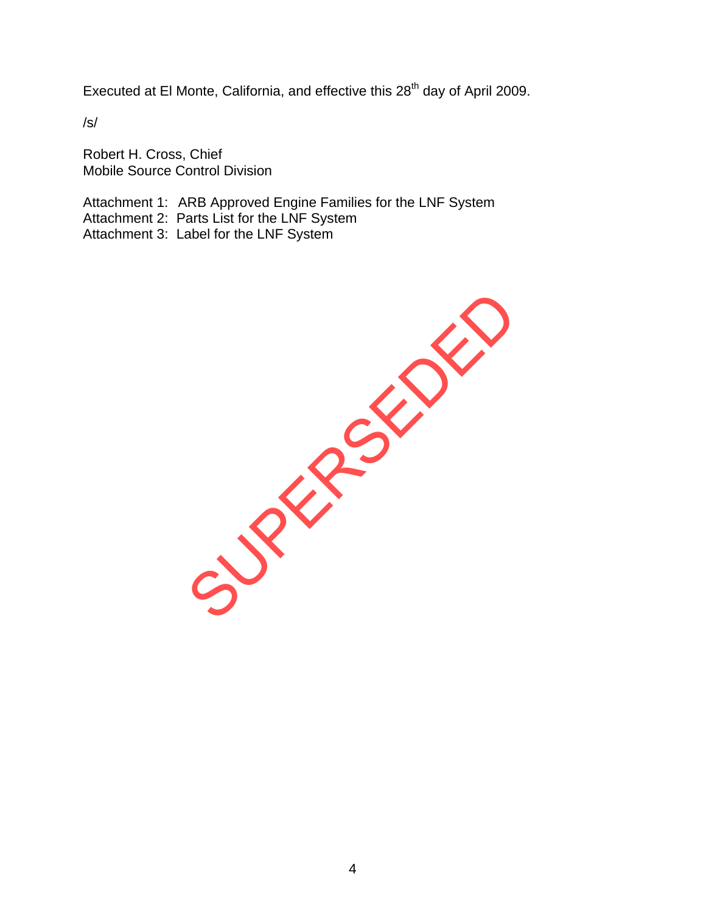Executed at El Monte, California, and effective this 28th day of April 2009.

/s/

Robert H. Cross, Chief
Mobile Source Control Division

Attachment 1: ARB Approved Engine Families for the LNF System
Attachment 2: Parts List for the LNF System
Attachment 3: Label for the LNF System

SUPERSEDED